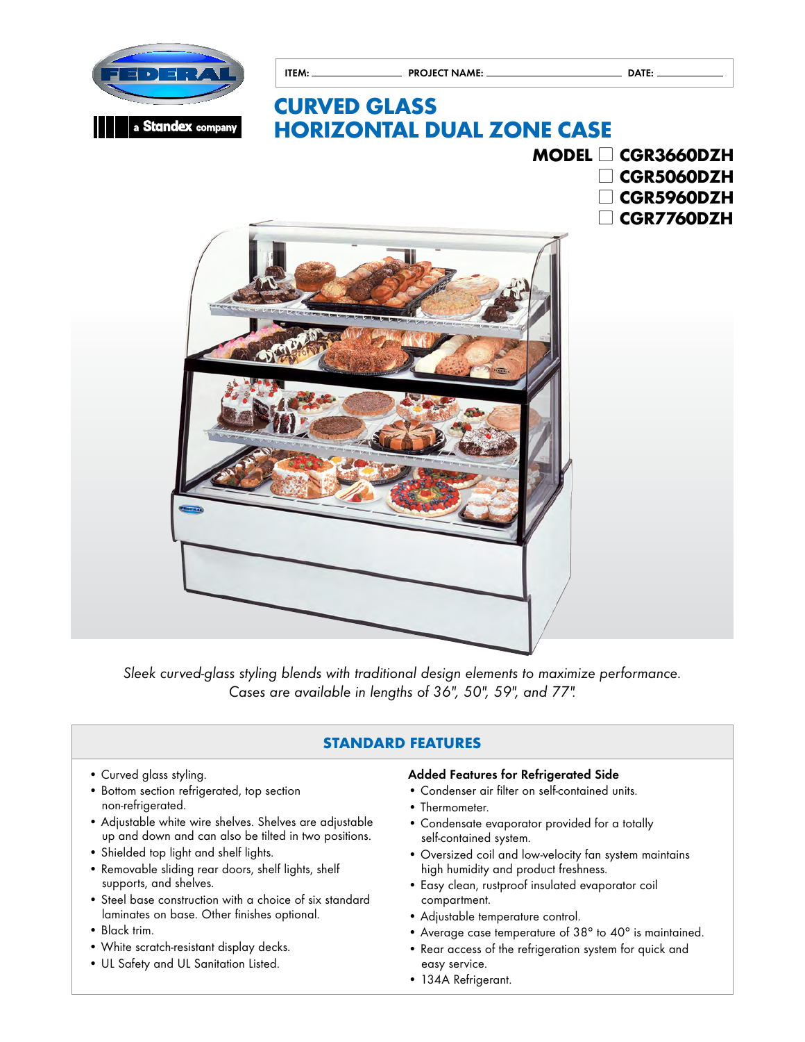FEDERAL

a Standex company

ITEM: ______________ PROJECT NAME: ______________________ DATE: ___________

# CURVED GLASS HORIZONTAL DUAL ZONE CASE

**MODEL** ☐ **CGR3660DZH**
☐ **CGR5060DZH**
☐ **CGR5960DZH**
☐ **CGR7760DZH**

*Sleek curved-glass styling blends with traditional design elements to maximize performance. Cases are available in lengths of 36", 50", 59", and 77".*

## STANDARD FEATURES

- Curved glass styling.
- Bottom section refrigerated, top section non-refrigerated.
- Adjustable white wire shelves. Shelves are adjustable up and down and can also be tilted in two positions.
- Shielded top light and shelf lights.
- Removable sliding rear doors, shelf lights, shelf supports, and shelves.
- Steel base construction with a choice of six standard laminates on base. Other finishes optional.
- Black trim.
- White scratch-resistant display decks.
- UL Safety and UL Sanitation Listed.

**Added Features for Refrigerated Side**

- Condenser air filter on self-contained units.
- Thermometer.
- Condensate evaporator provided for a totally self-contained system.
- Oversized coil and low-velocity fan system maintains high humidity and product freshness.
- Easy clean, rustproof insulated evaporator coil compartment.
- Adjustable temperature control.
- Average case temperature of 38° to 40° is maintained.
- Rear access of the refrigeration system for quick and easy service.
- 134A Refrigerant.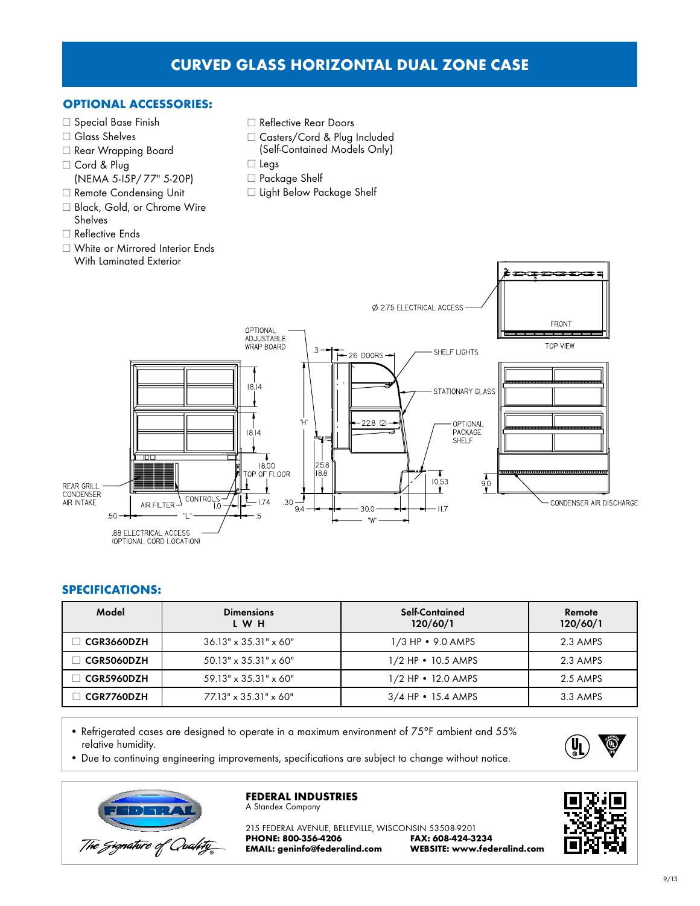# CURVED GLASS HORIZONTAL DUAL ZONE CASE

## OPTIONAL ACCESSORIES:

- ☐ Special Base Finish
- ☐ Glass Shelves
- ☐ Rear Wrapping Board
- ☐ Cord & Plug (NEMA 5-15P/ 77" 5-20P)
- ☐ Remote Condensing Unit
- ☐ Black, Gold, or Chrome Wire Shelves
- ☐ Reflective Ends
- ☐ White or Mirrored Interior Ends With Laminated Exterior
- ☐ Reflective Rear Doors
- ☐ Casters/Cord & Plug Included (Self-Contained Models Only)
- ☐ Legs
- ☐ Package Shelf
- ☐ Light Below Package Shelf

Ø 2.75 ELECTRICAL ACCESS
FRONT
TOP VIEW
OPTIONAL ADJUSTABLE WRAP BOARD
.3
26 DOORS
SHELF LIGHTS
STATIONARY GLASS
22.8 (2)
OPTIONAL PACKAGE SHELF
18.14
18.14
"H"
18.00 TOP OF FLOOR
25.8
18.8
10.53
9.0
REAR GRILL CONDENSER AIR INTAKE
AIR FILTER
CONTROLS
1.0
1.74
.30
9.4
30.0
11.7
CONDENSER AIR DISCHARGE
.50
"L"
.5
"W"
.88 ELECTRICAL ACCESS (OPTIONAL CORD LOCATION)

## SPECIFICATIONS:

| Model | Dimensions L W H | Self-Contained 120/60/1 | Remote 120/60/1 |
|---|---|---|---|
| ☐ **CGR3660DZH** | 36.13" x 35.31" x 60" | 1/3 HP • 9.0 AMPS | 2.3 AMPS |
| ☐ **CGR5060DZH** | 50.13" x 35.31" x 60" | 1/2 HP • 10.5 AMPS | 2.3 AMPS |
| ☐ **CGR5960DZH** | 59.13" x 35.31" x 60" | 1/2 HP • 12.0 AMPS | 2.5 AMPS |
| ☐ **CGR7760DZH** | 77.13" x 35.31" x 60" | 3/4 HP • 15.4 AMPS | 3.3 AMPS |

- Refrigerated cases are designed to operate in a maximum environment of 75°F ambient and 55% relative humidity.
- Due to continuing engineering improvements, specifications are subject to change without notice.

FEDERAL
*The Signature of Quality*

**FEDERAL INDUSTRIES**
A Standex Company

215 FEDERAL AVENUE, BELLEVILLE, WISCONSIN 53508-9201
**PHONE: 800-356-4206** **FAX: 608-424-3234**
**EMAIL: geninfo@federalind.com** **WEBSITE: www.federalind.com**

9/13